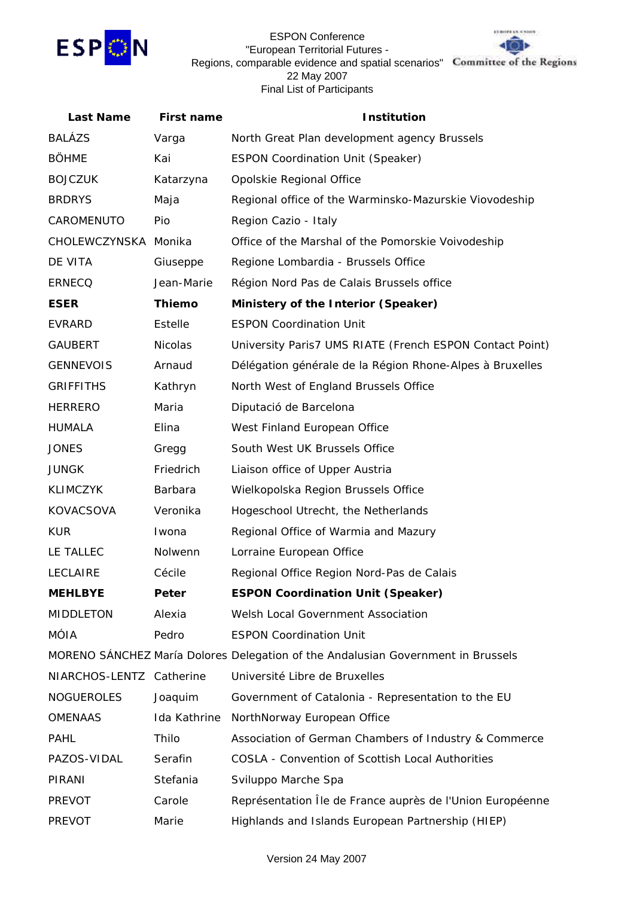ESPON Conference
"European Territorial Futures -
Regions, comparable evidence and spatial scenarios"
22 May 2007
Final List of Participants

| Last Name | First name | Institution |
|---|---|---|
| BALÁZS | Varga | North Great Plan development agency Brussels |
| BÖHME | Kai | ESPON Coordination Unit (Speaker) |
| BOJCZUK | Katarzyna | Opolskie Regional Office |
| BRDRYS | Maja | Regional office of the Warminsko-Mazurskie Viovodeship |
| CAROMENUTO | Pio | Region Cazio - Italy |
| CHOLEWCZYNSKA | Monika | Office of the Marshal of the Pomorskie Voivodeship |
| DE VITA | Giuseppe | Regione Lombardia - Brussels Office |
| ERNECQ | Jean-Marie | Région Nord Pas de Calais Brussels office |
| **ESER** | **Thiemo** | **Ministery of the Interior (Speaker)** |
| EVRARD | Estelle | ESPON Coordination Unit |
| GAUBERT | Nicolas | University Paris7 UMS RIATE (French ESPON Contact Point) |
| GENNEVOIS | Arnaud | Délégation générale de la Région Rhone-Alpes à Bruxelles |
| GRIFFITHS | Kathryn | North West of England Brussels Office |
| HERRERO | Maria | Diputació de Barcelona |
| HUMALA | Elina | West Finland European Office |
| JONES | Gregg | South West UK Brussels Office |
| JUNGK | Friedrich | Liaison office of Upper Austria |
| KLIMCZYK | Barbara | Wielkopolska Region Brussels Office |
| KOVACSOVA | Veronika | Hogeschool Utrecht, the Netherlands |
| KUR | Iwona | Regional Office of Warmia and Mazury |
| LE TALLEC | Nolwenn | Lorraine European Office |
| LECLAIRE | Cécile | Regional Office Region Nord-Pas de Calais |
| **MEHLBYE** | **Peter** | **ESPON Coordination Unit (Speaker)** |
| MIDDLETON | Alexia | Welsh Local Government Association |
| MÓIA | Pedro | ESPON Coordination Unit |
| MORENO SÁNCHEZ | María Dolores | Delegation of the Andalusian Government in Brussels |
| NIARCHOS-LENTZ | Catherine | Université Libre de Bruxelles |
| NOGUEROLES | Joaquim | Government of Catalonia - Representation to the EU |
| OMENAAS | Ida Kathrine | NorthNorway European Office |
| PAHL | Thilo | Association of German Chambers of Industry & Commerce |
| PAZOS-VIDAL | Serafin | COSLA - Convention of Scottish Local Authorities |
| PIRANI | Stefania | Sviluppo Marche Spa |
| PREVOT | Carole | Représentation Île de France auprès de l'Union Européenne |
| PREVOT | Marie | Highlands and Islands European Partnership (HIEP) |

Version 24 May 2007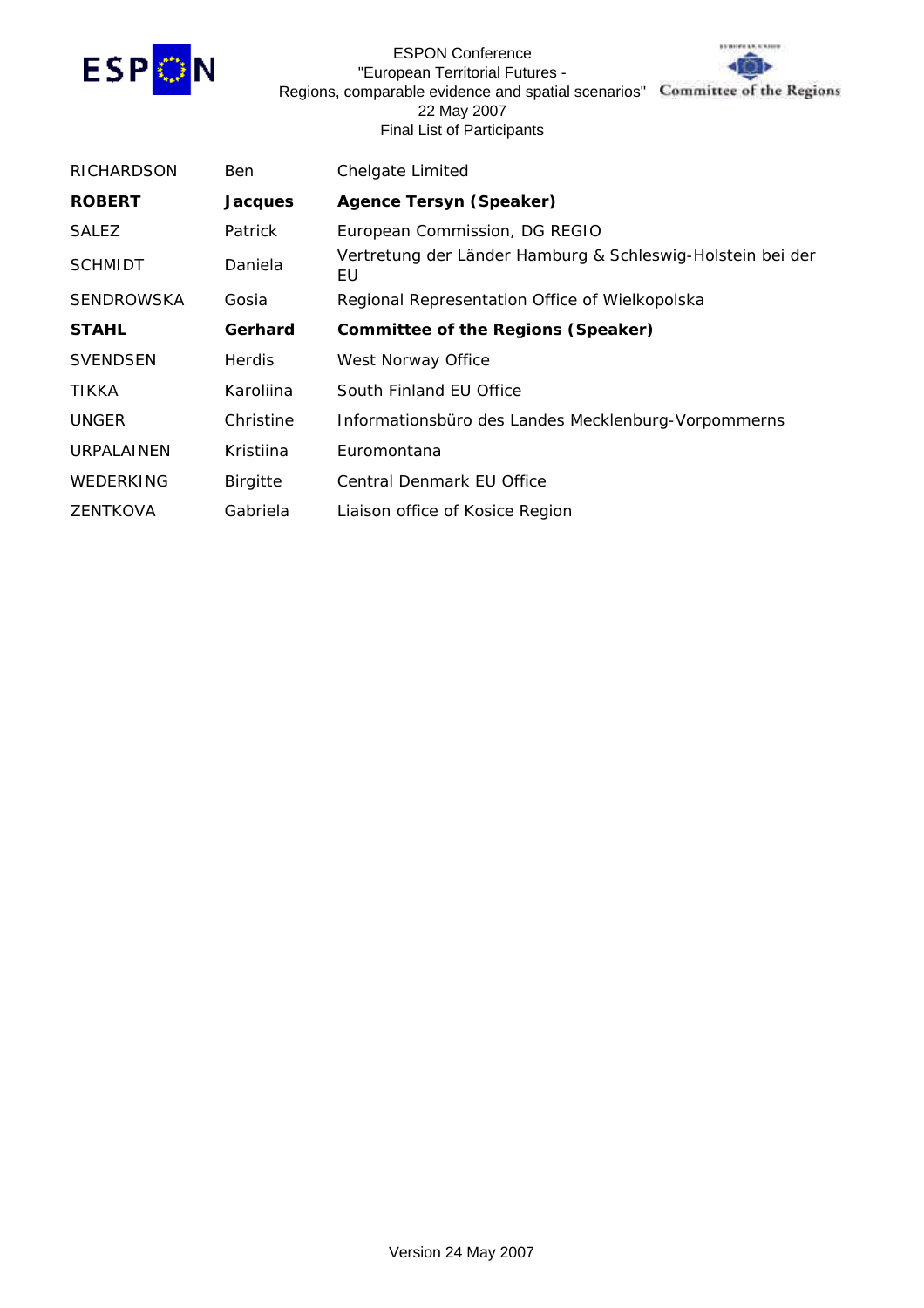| | | |
|---|---|---|
| RICHARDSON | Ben | Chelgate Limited |
| **ROBERT** | **Jacques** | **Agence Tersyn (Speaker)** |
| SALEZ | Patrick | European Commission, DG REGIO |
| SCHMIDT | Daniela | Vertretung der Länder Hamburg & Schleswig-Holstein bei der EU |
| SENDROWSKA | Gosia | Regional Representation Office of Wielkopolska |
| **STAHL** | **Gerhard** | **Committee of the Regions (Speaker)** |
| SVENDSEN | Herdis | West Norway Office |
| TIKKA | Karoliina | South Finland EU Office |
| UNGER | Christine | Informationsbüro des Landes Mecklenburg-Vorpommerns |
| URPALAINEN | Kristiina | Euromontana |
| WEDERKING | Birgitte | Central Denmark EU Office |
| ZENTKOVA | Gabriela | Liaison office of Kosice Region |

Version 24 May 2007